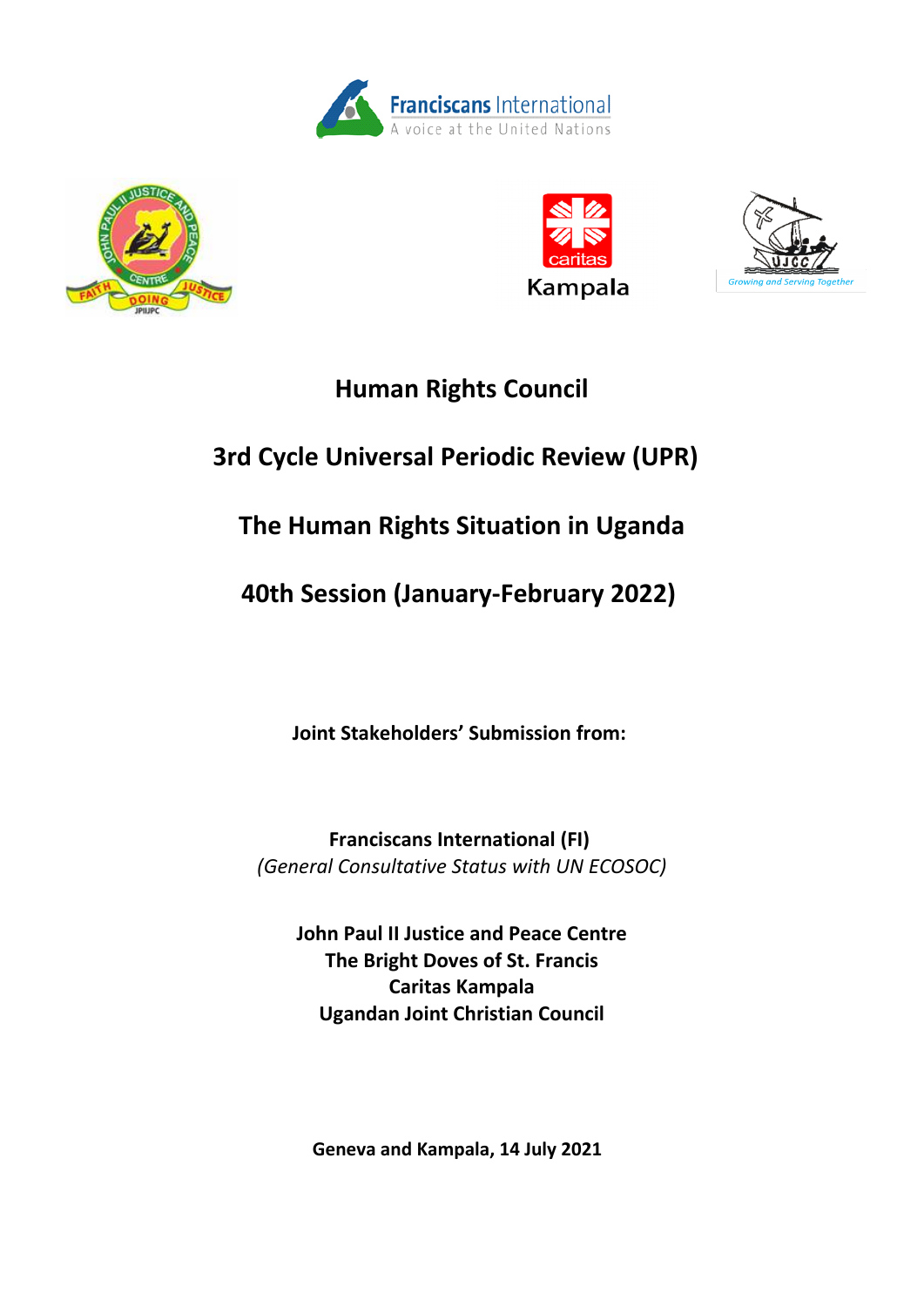# Human Rights Council

# 3rd Cycle Universal Periodic Review (UPR)

# The Human Rights Situation in Uganda

# 40th Session (January-February 2022)

**Joint Stakeholders' Submission from:**

**Franciscans International (FI)**
*(General Consultative Status with UN ECOSOC)*

**John Paul II Justice and Peace Centre**
**The Bright Doves of St. Francis**
**Caritas Kampala**
**Ugandan Joint Christian Council**

**Geneva and Kampala, 14 July 2021**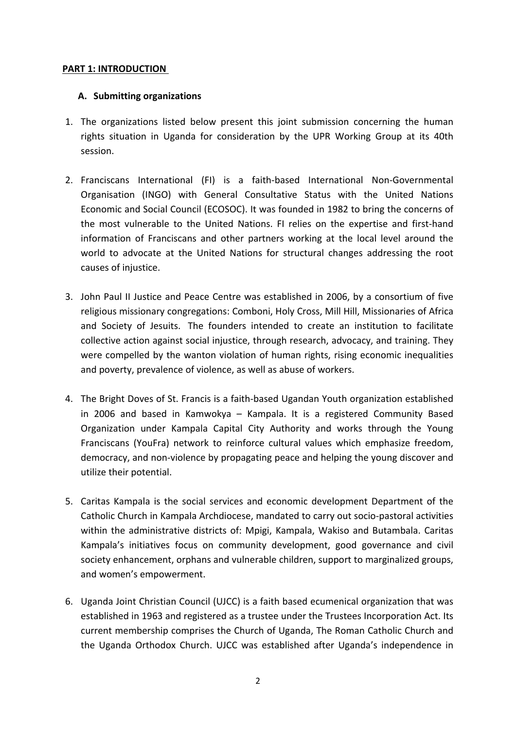**PART 1: INTRODUCTION**

### A. Submitting organizations

1. The organizations listed below present this joint submission concerning the human rights situation in Uganda for consideration by the UPR Working Group at its 40th session.

2. Franciscans International (FI) is a faith-based International Non-Governmental Organisation (INGO) with General Consultative Status with the United Nations Economic and Social Council (ECOSOC). It was founded in 1982 to bring the concerns of the most vulnerable to the United Nations. FI relies on the expertise and first-hand information of Franciscans and other partners working at the local level around the world to advocate at the United Nations for structural changes addressing the root causes of injustice.

3. John Paul II Justice and Peace Centre was established in 2006, by a consortium of five religious missionary congregations: Comboni, Holy Cross, Mill Hill, Missionaries of Africa and Society of Jesuits. The founders intended to create an institution to facilitate collective action against social injustice, through research, advocacy, and training. They were compelled by the wanton violation of human rights, rising economic inequalities and poverty, prevalence of violence, as well as abuse of workers.

4. The Bright Doves of St. Francis is a faith-based Ugandan Youth organization established in 2006 and based in Kamwokya – Kampala. It is a registered Community Based Organization under Kampala Capital City Authority and works through the Young Franciscans (YouFra) network to reinforce cultural values which emphasize freedom, democracy, and non-violence by propagating peace and helping the young discover and utilize their potential.

5. Caritas Kampala is the social services and economic development Department of the Catholic Church in Kampala Archdiocese, mandated to carry out socio-pastoral activities within the administrative districts of: Mpigi, Kampala, Wakiso and Butambala. Caritas Kampala's initiatives focus on community development, good governance and civil society enhancement, orphans and vulnerable children, support to marginalized groups, and women's empowerment.

6. Uganda Joint Christian Council (UJCC) is a faith based ecumenical organization that was established in 1963 and registered as a trustee under the Trustees Incorporation Act. Its current membership comprises the Church of Uganda, The Roman Catholic Church and the Uganda Orthodox Church. UJCC was established after Uganda's independence in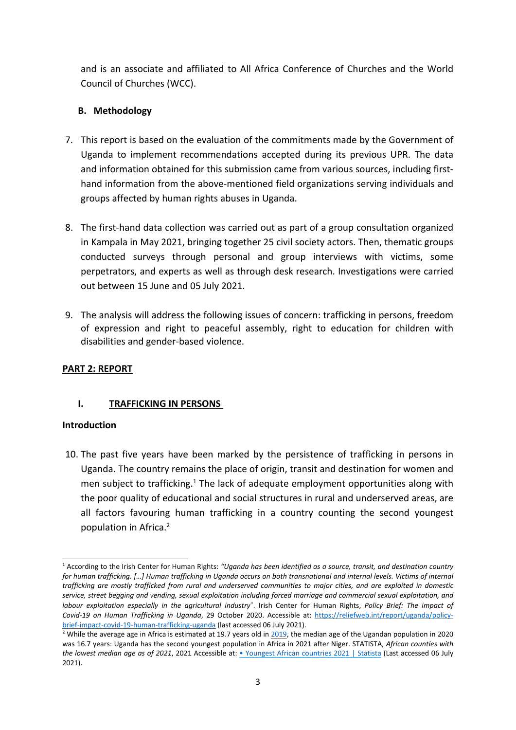and is an associate and affiliated to All Africa Conference of Churches and the World Council of Churches (WCC).

### B. Methodology

7. This report is based on the evaluation of the commitments made by the Government of Uganda to implement recommendations accepted during its previous UPR. The data and information obtained for this submission came from various sources, including first-hand information from the above-mentioned field organizations serving individuals and groups affected by human rights abuses in Uganda.

8. The first-hand data collection was carried out as part of a group consultation organized in Kampala in May 2021, bringing together 25 civil society actors. Then, thematic groups conducted surveys through personal and group interviews with victims, some perpetrators, and experts as well as through desk research. Investigations were carried out between 15 June and 05 July 2021.

9. The analysis will address the following issues of concern: trafficking in persons, freedom of expression and right to peaceful assembly, right to education for children with disabilities and gender-based violence.

## PART 2: REPORT

### I. TRAFFICKING IN PERSONS

**Introduction**

10. The past five years have been marked by the persistence of trafficking in persons in Uganda. The country remains the place of origin, transit and destination for women and men subject to trafficking.[1] The lack of adequate employment opportunities along with the poor quality of educational and social structures in rural and underserved areas, are all factors favouring human trafficking in a country counting the second youngest population in Africa.[2]

---

[1] According to the Irish Center for Human Rights: *"Uganda has been identified as a source, transit, and destination country for human trafficking. […] Human trafficking in Uganda occurs on both transnational and internal levels. Victims of internal trafficking are mostly trafficked from rural and underserved communities to major cities, and are exploited in domestic service, street begging and vending, sexual exploitation including forced marriage and commercial sexual exploitation, and labour exploitation especially in the agricultural industry*". Irish Center for Human Rights, *Policy Brief: The impact of Covid-19 on Human Trafficking in Uganda*, 29 October 2020. Accessible at: https://reliefweb.int/report/uganda/policy-brief-impact-covid-19-human-trafficking-uganda (last accessed 06 July 2021).

[2] While the average age in Africa is estimated at 19.7 years old in 2019, the median age of the Ugandan population in 2020 was 16.7 years: Uganda has the second youngest population in Africa in 2021 after Niger. STATISTA, *African counties with the lowest median age as of 2021*, 2021 Accessible at: • Youngest African countries 2021 | Statista (Last accessed 06 July 2021).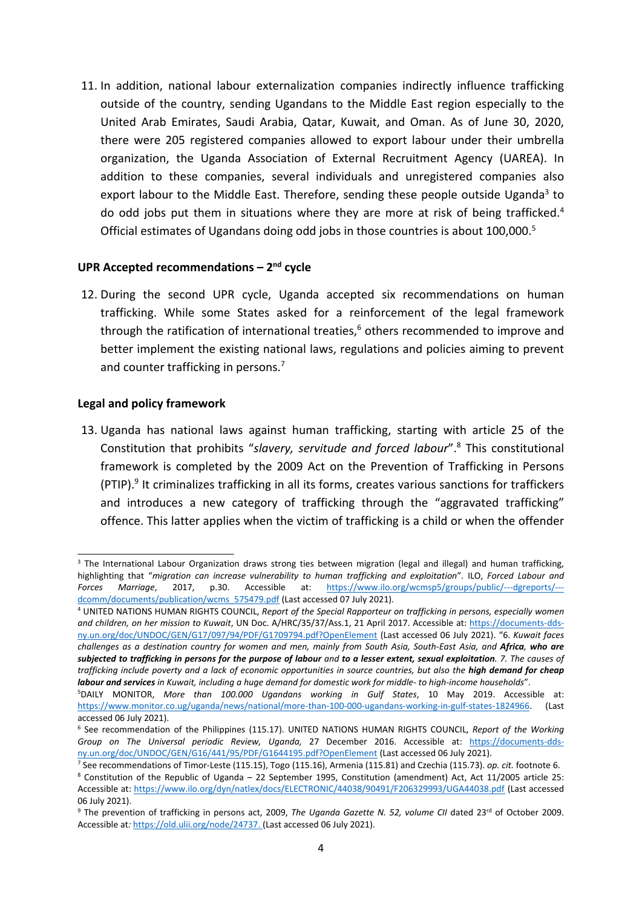11. In addition, national labour externalization companies indirectly influence trafficking outside of the country, sending Ugandans to the Middle East region especially to the United Arab Emirates, Saudi Arabia, Qatar, Kuwait, and Oman. As of June 30, 2020, there were 205 registered companies allowed to export labour under their umbrella organization, the Uganda Association of External Recruitment Agency (UAREA). In addition to these companies, several individuals and unregistered companies also export labour to the Middle East. Therefore, sending these people outside Uganda[3] to do odd jobs put them in situations where they are more at risk of being trafficked.[4] Official estimates of Ugandans doing odd jobs in those countries is about 100,000.[5]

**UPR Accepted recommendations – 2nd cycle**

12. During the second UPR cycle, Uganda accepted six recommendations on human trafficking. While some States asked for a reinforcement of the legal framework through the ratification of international treaties,[6] others recommended to improve and better implement the existing national laws, regulations and policies aiming to prevent and counter trafficking in persons.[7]

**Legal and policy framework**

13. Uganda has national laws against human trafficking, starting with article 25 of the Constitution that prohibits "*slavery, servitude and forced labour*".[8] This constitutional framework is completed by the 2009 Act on the Prevention of Trafficking in Persons (PTIP).[9] It criminalizes trafficking in all its forms, creates various sanctions for traffickers and introduces a new category of trafficking through the "aggravated trafficking" offence. This latter applies when the victim of trafficking is a child or when the offender

---

[3] The International Labour Organization draws strong ties between migration (legal and illegal) and human trafficking, highlighting that "*migration can increase vulnerability to human trafficking and exploitation*". ILO, *Forced Labour and Forces Marriage*, 2017, p.30. Accessible at: https://www.ilo.org/wcmsp5/groups/public/---dgreports/---dcomm/documents/publication/wcms_575479.pdf (Last accessed 07 July 2021).

[4] UNITED NATIONS HUMAN RIGHTS COUNCIL, *Report of the Special Rapporteur on trafficking in persons, especially women and children, on her mission to Kuwait*, UN Doc. A/HRC/35/37/Ass.1, 21 April 2017. Accessible at: https://documents-dds-ny.un.org/doc/UNDOC/GEN/G17/097/94/PDF/G1709794.pdf?OpenElement (Last accessed 06 July 2021). "*6. Kuwait faces challenges as a destination country for women and men, mainly from South Asia, South-East Asia, and* ***Africa, who are subjected to trafficking in persons for the purpose of labour*** *and* ***to a lesser extent, sexual exploitation****. 7. The causes of trafficking include poverty and a lack of economic opportunities in source countries, but also the* ***high demand for cheap labour and services*** *in Kuwait, including a huge demand for domestic work for middle- to high-income households*".

[5] DAILY MONITOR, *More than 100.000 Ugandans working in Gulf States*, 10 May 2019. Accessible at: https://www.monitor.co.ug/uganda/news/national/more-than-100-000-ugandans-working-in-gulf-states-1824966. (Last accessed 06 July 2021).

[6] See recommendation of the Philippines (115.17). UNITED NATIONS HUMAN RIGHTS COUNCIL, *Report of the Working Group on The Universal periodic Review, Uganda,* 27 December 2016. Accessible at: https://documents-dds-ny.un.org/doc/UNDOC/GEN/G16/441/95/PDF/G1644195.pdf?OpenElement (Last accessed 06 July 2021).

[7] See recommendations of Timor-Leste (115.15), Togo (115.16), Armenia (115.81) and Czechia (115.73). *op. cit.* footnote 6.

[8] Constitution of the Republic of Uganda – 22 September 1995, Constitution (amendment) Act, Act 11/2005 article 25: Accessible at: https://www.ilo.org/dyn/natlex/docs/ELECTRONIC/44038/90491/F206329993/UGA44038.pdf (Last accessed 06 July 2021).

[9] The prevention of trafficking in persons act, 2009, *The Uganda Gazette N. 52, volume CII* dated 23rd of October 2009. Accessible at*:* https://old.ulii.org/node/24737. (Last accessed 06 July 2021).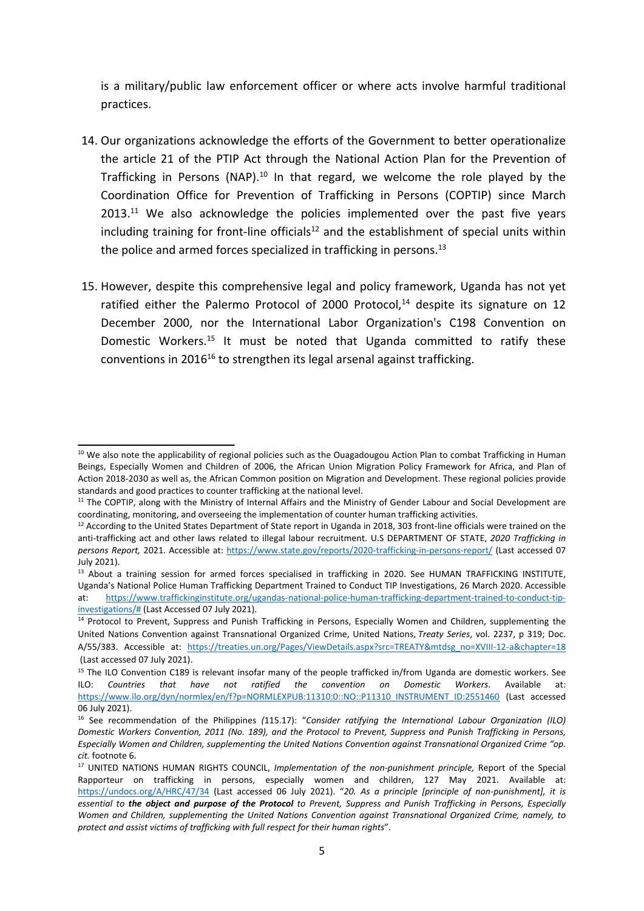is a military/public law enforcement officer or where acts involve harmful traditional practices.

14. Our organizations acknowledge the efforts of the Government to better operationalize the article 21 of the PTIP Act through the National Action Plan for the Prevention of Trafficking in Persons (NAP).[10] In that regard, we welcome the role played by the Coordination Office for Prevention of Trafficking in Persons (COPTIP) since March 2013.[11] We also acknowledge the policies implemented over the past five years including training for front-line officials[12] and the establishment of special units within the police and armed forces specialized in trafficking in persons.[13]

15. However, despite this comprehensive legal and policy framework, Uganda has not yet ratified either the Palermo Protocol of 2000 Protocol,[14] despite its signature on 12 December 2000, nor the International Labor Organization's C198 Convention on Domestic Workers.[15] It must be noted that Uganda committed to ratify these conventions in 2016[16] to strengthen its legal arsenal against trafficking.

---

[10] We also note the applicability of regional policies such as the Ouagadougou Action Plan to combat Trafficking in Human Beings, Especially Women and Children of 2006, the African Union Migration Policy Framework for Africa, and Plan of Action 2018-2030 as well as, the African Common position on Migration and Development. These regional policies provide standards and good practices to counter trafficking at the national level.

[11] The COPTIP, along with the Ministry of Internal Affairs and the Ministry of Gender Labour and Social Development are coordinating, monitoring, and overseeing the implementation of counter human trafficking activities.

[12] According to the United States Department of State report in Uganda in 2018, 303 front-line officials were trained on the anti-trafficking act and other laws related to illegal labour recruitment. U.S DEPARTMENT OF STATE, *2020 Trafficking in persons Report,* 2021. Accessible at: https://www.state.gov/reports/2020-trafficking-in-persons-report/ (Last accessed 07 July 2021).

[13] About a training session for armed forces specialised in trafficking in 2020. See HUMAN TRAFFICKING INSTITUTE, Uganda's National Police Human Trafficking Department Trained to Conduct TIP Investigations, 26 March 2020. Accessible at: https://www.traffickinginstitute.org/ugandas-national-police-human-trafficking-department-trained-to-conduct-tip-investigations/# (Last Accessed 07 July 2021).

[14] Protocol to Prevent, Suppress and Punish Trafficking in Persons, Especially Women and Children, supplementing the United Nations Convention against Transnational Organized Crime, United Nations, *Treaty Series*, vol. 2237, p 319; Doc. A/55/383. Accessible at: https://treaties.un.org/Pages/ViewDetails.aspx?src=TREATY&mtdsg_no=XVIII-12-a&chapter=18 (Last accessed 07 July 2021).

[15] The ILO Convention C189 is relevant insofar many of the people trafficked in/from Uganda are domestic workers. See ILO: *Countries that have not ratified the convention on Domestic Workers*. Available at: https://www.ilo.org/dyn/normlex/en/f?p=NORMLEXPUB:11310:0::NO::P11310_INSTRUMENT_ID:2551460 (Last accessed 06 July 2021).

[16] See recommendation of the Philippines *(*115.17): "*Consider ratifying the International Labour Organization (ILO) Domestic Workers Convention, 2011 (No. 189), and the Protocol to Prevent, Suppress and Punish Trafficking in Persons, Especially Women and Children, supplementing the United Nations Convention against Transnational Organized Crime "op. cit.* footnote 6.

[17] UNITED NATIONS HUMAN RIGHTS COUNCIL, *Implementation of the non-punishment principle,* Report of the Special Rapporteur on trafficking in persons, especially women and children, 127 May 2021. Available at: https://undocs.org/A/HRC/47/34 (Last accessed 06 July 2021). "*20. As a principle [principle of non-punishment], it is essential to **the object and purpose of the Protocol** to Prevent, Suppress and Punish Trafficking in Persons, Especially Women and Children, supplementing the United Nations Convention against Transnational Organized Crime, namely, to protect and assist victims of trafficking with full respect for their human rights*".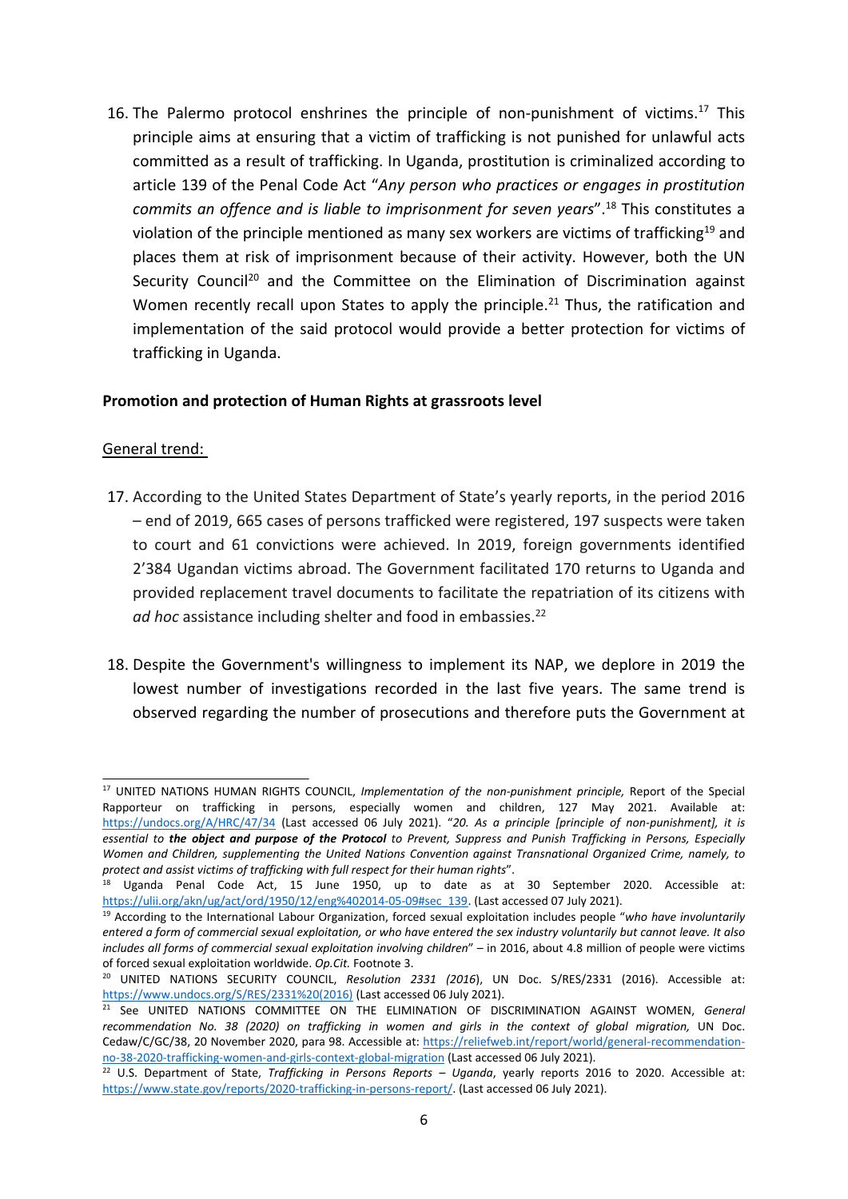16. The Palermo protocol enshrines the principle of non-punishment of victims.[17] This principle aims at ensuring that a victim of trafficking is not punished for unlawful acts committed as a result of trafficking. In Uganda, prostitution is criminalized according to article 139 of the Penal Code Act "*Any person who practices or engages in prostitution commits an offence and is liable to imprisonment for seven years*".[18] This constitutes a violation of the principle mentioned as many sex workers are victims of trafficking[19] and places them at risk of imprisonment because of their activity. However, both the UN Security Council[20] and the Committee on the Elimination of Discrimination against Women recently recall upon States to apply the principle.[21] Thus, the ratification and implementation of the said protocol would provide a better protection for victims of trafficking in Uganda.

**Promotion and protection of Human Rights at grassroots level**

General trend:

17. According to the United States Department of State's yearly reports, in the period 2016 – end of 2019, 665 cases of persons trafficked were registered, 197 suspects were taken to court and 61 convictions were achieved. In 2019, foreign governments identified 2'384 Ugandan victims abroad. The Government facilitated 170 returns to Uganda and provided replacement travel documents to facilitate the repatriation of its citizens with *ad hoc* assistance including shelter and food in embassies.[22]

18. Despite the Government's willingness to implement its NAP, we deplore in 2019 the lowest number of investigations recorded in the last five years. The same trend is observed regarding the number of prosecutions and therefore puts the Government at

---

[17] UNITED NATIONS HUMAN RIGHTS COUNCIL, *Implementation of the non-punishment principle,* Report of the Special Rapporteur on trafficking in persons, especially women and children, 127 May 2021. Available at: https://undocs.org/A/HRC/47/34 (Last accessed 06 July 2021). "*20. As a principle [principle of non-punishment], it is essential to **the object and purpose of the Protocol** to Prevent, Suppress and Punish Trafficking in Persons, Especially Women and Children, supplementing the United Nations Convention against Transnational Organized Crime, namely, to protect and assist victims of trafficking with full respect for their human rights*".

[18] Uganda Penal Code Act, 15 June 1950, up to date as at 30 September 2020. Accessible at: https://ulii.org/akn/ug/act/ord/1950/12/eng%402014-05-09#sec_139. (Last accessed 07 July 2021).

[19] According to the International Labour Organization, forced sexual exploitation includes people "*who have involuntarily entered a form of commercial sexual exploitation, or who have entered the sex industry voluntarily but cannot leave. It also includes all forms of commercial sexual exploitation involving children*" – in 2016, about 4.8 million of people were victims of forced sexual exploitation worldwide. *Op.Cit.* Footnote 3.

[20] UNITED NATIONS SECURITY COUNCIL, *Resolution 2331 (2016*), UN Doc. S/RES/2331 (2016). Accessible at: https://www.undocs.org/S/RES/2331%20(2016) (Last accessed 06 July 2021).

[21] See UNITED NATIONS COMMITTEE ON THE ELIMINATION OF DISCRIMINATION AGAINST WOMEN, *General recommendation No. 38 (2020) on trafficking in women and girls in the context of global migration,* UN Doc. Cedaw/C/GC/38, 20 November 2020, para 98. Accessible at: https://reliefweb.int/report/world/general-recommendation-no-38-2020-trafficking-women-and-girls-context-global-migration (Last accessed 06 July 2021).

[22] U.S. Department of State, *Trafficking in Persons Reports – Uganda*, yearly reports 2016 to 2020. Accessible at: https://www.state.gov/reports/2020-trafficking-in-persons-report/. (Last accessed 06 July 2021).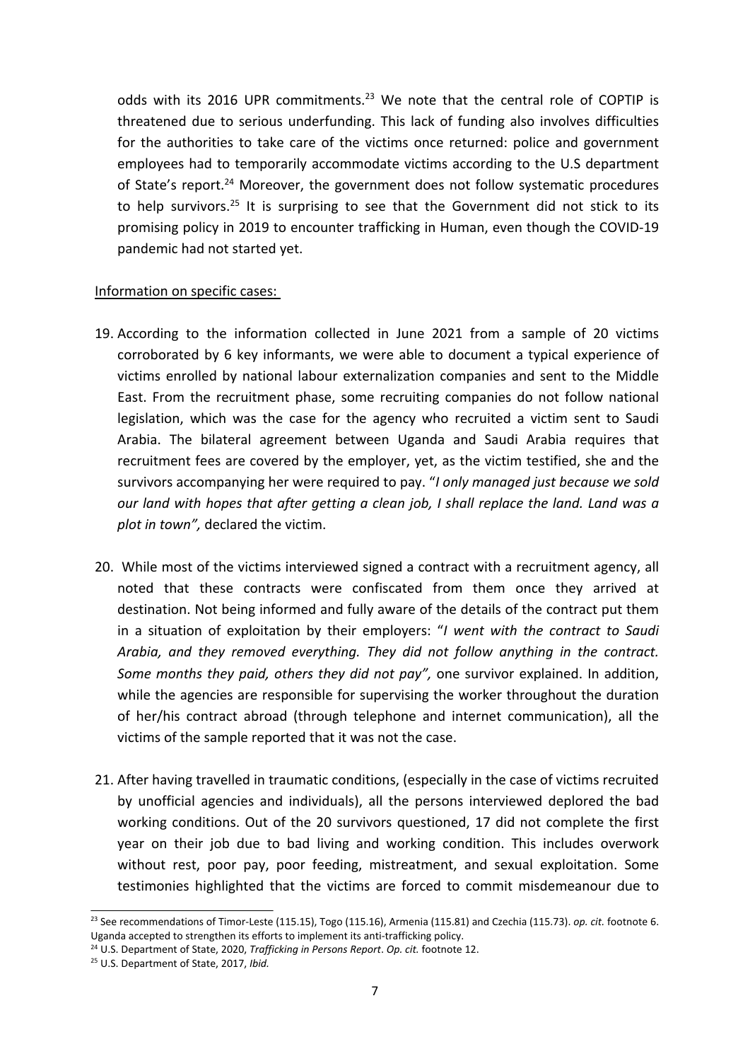odds with its 2016 UPR commitments.[23] We note that the central role of COPTIP is threatened due to serious underfunding. This lack of funding also involves difficulties for the authorities to take care of the victims once returned: police and government employees had to temporarily accommodate victims according to the U.S department of State's report.[24] Moreover, the government does not follow systematic procedures to help survivors.[25] It is surprising to see that the Government did not stick to its promising policy in 2019 to encounter trafficking in Human, even though the COVID-19 pandemic had not started yet.

Information on specific cases:

19. According to the information collected in June 2021 from a sample of 20 victims corroborated by 6 key informants, we were able to document a typical experience of victims enrolled by national labour externalization companies and sent to the Middle East. From the recruitment phase, some recruiting companies do not follow national legislation, which was the case for the agency who recruited a victim sent to Saudi Arabia. The bilateral agreement between Uganda and Saudi Arabia requires that recruitment fees are covered by the employer, yet, as the victim testified, she and the survivors accompanying her were required to pay. "*I only managed just because we sold our land with hopes that after getting a clean job, I shall replace the land. Land was a plot in town",* declared the victim.

20. While most of the victims interviewed signed a contract with a recruitment agency, all noted that these contracts were confiscated from them once they arrived at destination. Not being informed and fully aware of the details of the contract put them in a situation of exploitation by their employers: "*I went with the contract to Saudi Arabia, and they removed everything. They did not follow anything in the contract. Some months they paid, others they did not pay",* one survivor explained. In addition, while the agencies are responsible for supervising the worker throughout the duration of her/his contract abroad (through telephone and internet communication), all the victims of the sample reported that it was not the case.

21. After having travelled in traumatic conditions, (especially in the case of victims recruited by unofficial agencies and individuals), all the persons interviewed deplored the bad working conditions. Out of the 20 survivors questioned, 17 did not complete the first year on their job due to bad living and working condition. This includes overwork without rest, poor pay, poor feeding, mistreatment, and sexual exploitation. Some testimonies highlighted that the victims are forced to commit misdemeanour due to

---

[23] See recommendations of Timor-Leste (115.15), Togo (115.16), Armenia (115.81) and Czechia (115.73). *op. cit.* footnote 6. Uganda accepted to strengthen its efforts to implement its anti-trafficking policy.

[24] U.S. Department of State, 2020, *Trafficking in Persons Report*. *Op. cit.* footnote 12.

[25] U.S. Department of State, 2017, *Ibid.*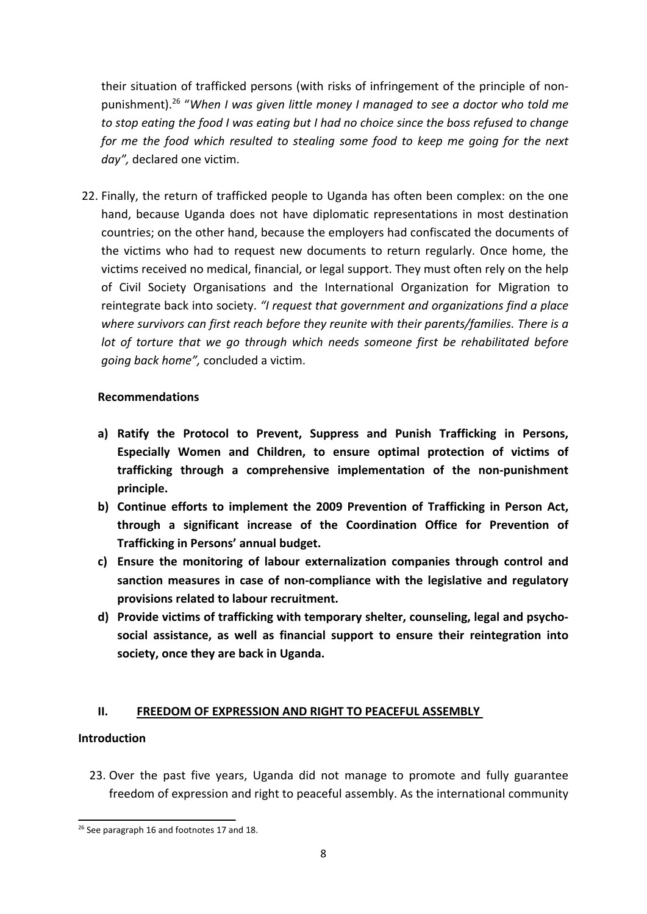their situation of trafficked persons (with risks of infringement of the principle of non-punishment).[26] "*When I was given little money I managed to see a doctor who told me to stop eating the food I was eating but I had no choice since the boss refused to change for me the food which resulted to stealing some food to keep me going for the next day",* declared one victim.

22. Finally, the return of trafficked people to Uganda has often been complex: on the one hand, because Uganda does not have diplomatic representations in most destination countries; on the other hand, because the employers had confiscated the documents of the victims who had to request new documents to return regularly. Once home, the victims received no medical, financial, or legal support. They must often rely on the help of Civil Society Organisations and the International Organization for Migration to reintegrate back into society. *"I request that government and organizations find a place where survivors can first reach before they reunite with their parents/families. There is a lot of torture that we go through which needs someone first be rehabilitated before going back home",* concluded a victim.

**Recommendations**

- **a) Ratify the Protocol to Prevent, Suppress and Punish Trafficking in Persons, Especially Women and Children, to ensure optimal protection of victims of trafficking through a comprehensive implementation of the non-punishment principle.**
- **b) Continue efforts to implement the 2009 Prevention of Trafficking in Person Act, through a significant increase of the Coordination Office for Prevention of Trafficking in Persons' annual budget.**
- **c) Ensure the monitoring of labour externalization companies through control and sanction measures in case of non-compliance with the legislative and regulatory provisions related to labour recruitment.**
- **d) Provide victims of trafficking with temporary shelter, counseling, legal and psycho-social assistance, as well as financial support to ensure their reintegration into society, once they are back in Uganda.**

## II. FREEDOM OF EXPRESSION AND RIGHT TO PEACEFUL ASSEMBLY

### Introduction

23. Over the past five years, Uganda did not manage to promote and fully guarantee freedom of expression and right to peaceful assembly. As the international community

[26] See paragraph 16 and footnotes 17 and 18.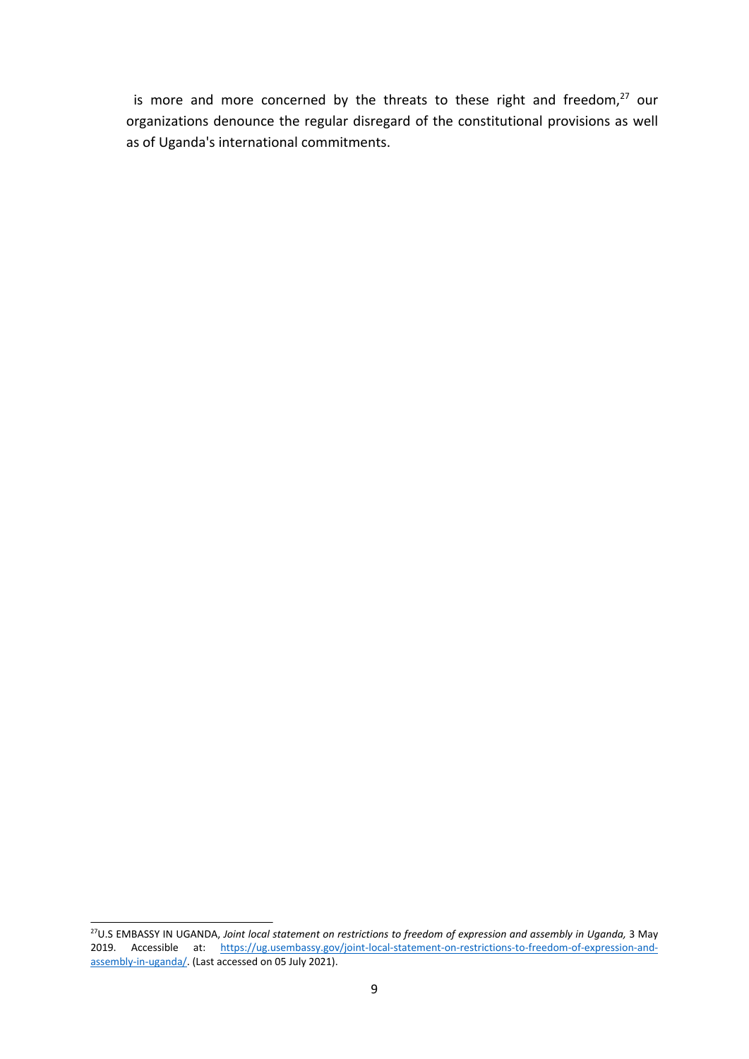is more and more concerned by the threats to these right and freedom,[27] our organizations denounce the regular disregard of the constitutional provisions as well as of Uganda's international commitments.

---

[27] U.S EMBASSY IN UGANDA, *Joint local statement on restrictions to freedom of expression and assembly in Uganda,* 3 May 2019. Accessible at: https://ug.usembassy.gov/joint-local-statement-on-restrictions-to-freedom-of-expression-and-assembly-in-uganda/. (Last accessed on 05 July 2021).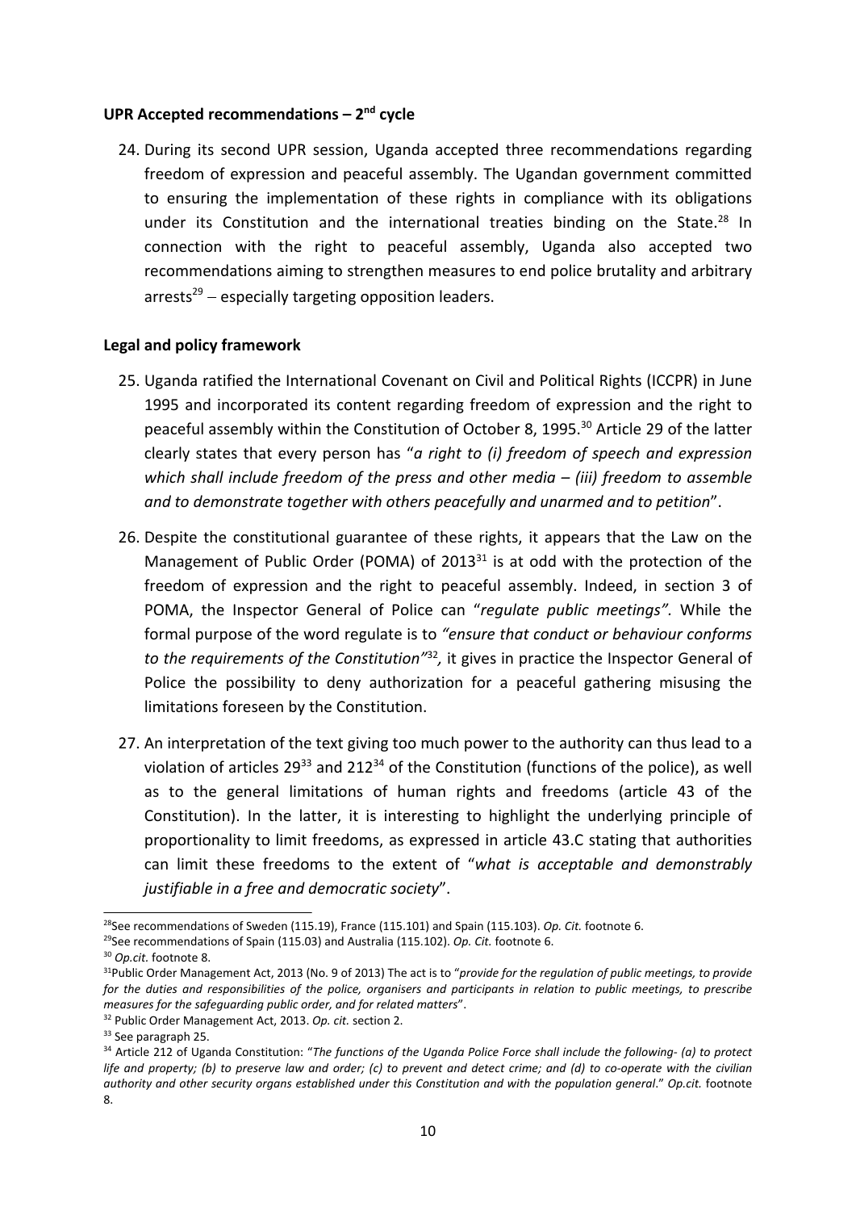**UPR Accepted recommendations – 2nd cycle**

24. During its second UPR session, Uganda accepted three recommendations regarding freedom of expression and peaceful assembly. The Ugandan government committed to ensuring the implementation of these rights in compliance with its obligations under its Constitution and the international treaties binding on the State.[28] In connection with the right to peaceful assembly, Uganda also accepted two recommendations aiming to strengthen measures to end police brutality and arbitrary arrests[29] – especially targeting opposition leaders.

**Legal and policy framework**

25. Uganda ratified the International Covenant on Civil and Political Rights (ICCPR) in June 1995 and incorporated its content regarding freedom of expression and the right to peaceful assembly within the Constitution of October 8, 1995.[30] Article 29 of the latter clearly states that every person has "*a right to (i) freedom of speech and expression which shall include freedom of the press and other media – (iii) freedom to assemble and to demonstrate together with others peacefully and unarmed and to petition*".

26. Despite the constitutional guarantee of these rights, it appears that the Law on the Management of Public Order (POMA) of 2013[31] is at odd with the protection of the freedom of expression and the right to peaceful assembly. Indeed, in section 3 of POMA, the Inspector General of Police can "*regulate public meetings"*. While the formal purpose of the word regulate is to *"ensure that conduct or behaviour conforms to the requirements of the Constitution"*[32], it gives in practice the Inspector General of Police the possibility to deny authorization for a peaceful gathering misusing the limitations foreseen by the Constitution.

27. An interpretation of the text giving too much power to the authority can thus lead to a violation of articles 29[33] and 212[34] of the Constitution (functions of the police), as well as to the general limitations of human rights and freedoms (article 43 of the Constitution). In the latter, it is interesting to highlight the underlying principle of proportionality to limit freedoms, as expressed in article 43.C stating that authorities can limit these freedoms to the extent of "*what is acceptable and demonstrably justifiable in a free and democratic society*".

---

[28] See recommendations of Sweden (115.19), France (115.101) and Spain (115.103). *Op. Cit.* footnote 6.

[29] See recommendations of Spain (115.03) and Australia (115.102). *Op. Cit.* footnote 6.

[30] *Op.cit.* footnote 8.

[31] Public Order Management Act, 2013 (No. 9 of 2013) The act is to "*provide for the regulation of public meetings, to provide for the duties and responsibilities of the police, organisers and participants in relation to public meetings, to prescribe measures for the safeguarding public order, and for related matters*".

[32] Public Order Management Act, 2013. *Op. cit.* section 2.

[33] See paragraph 25.

[34] Article 212 of Uganda Constitution: "*The functions of the Uganda Police Force shall include the following- (a) to protect life and property; (b) to preserve law and order; (c) to prevent and detect crime; and (d) to co-operate with the civilian authority and other security organs established under this Constitution and with the population general*." *Op.cit.* footnote 8.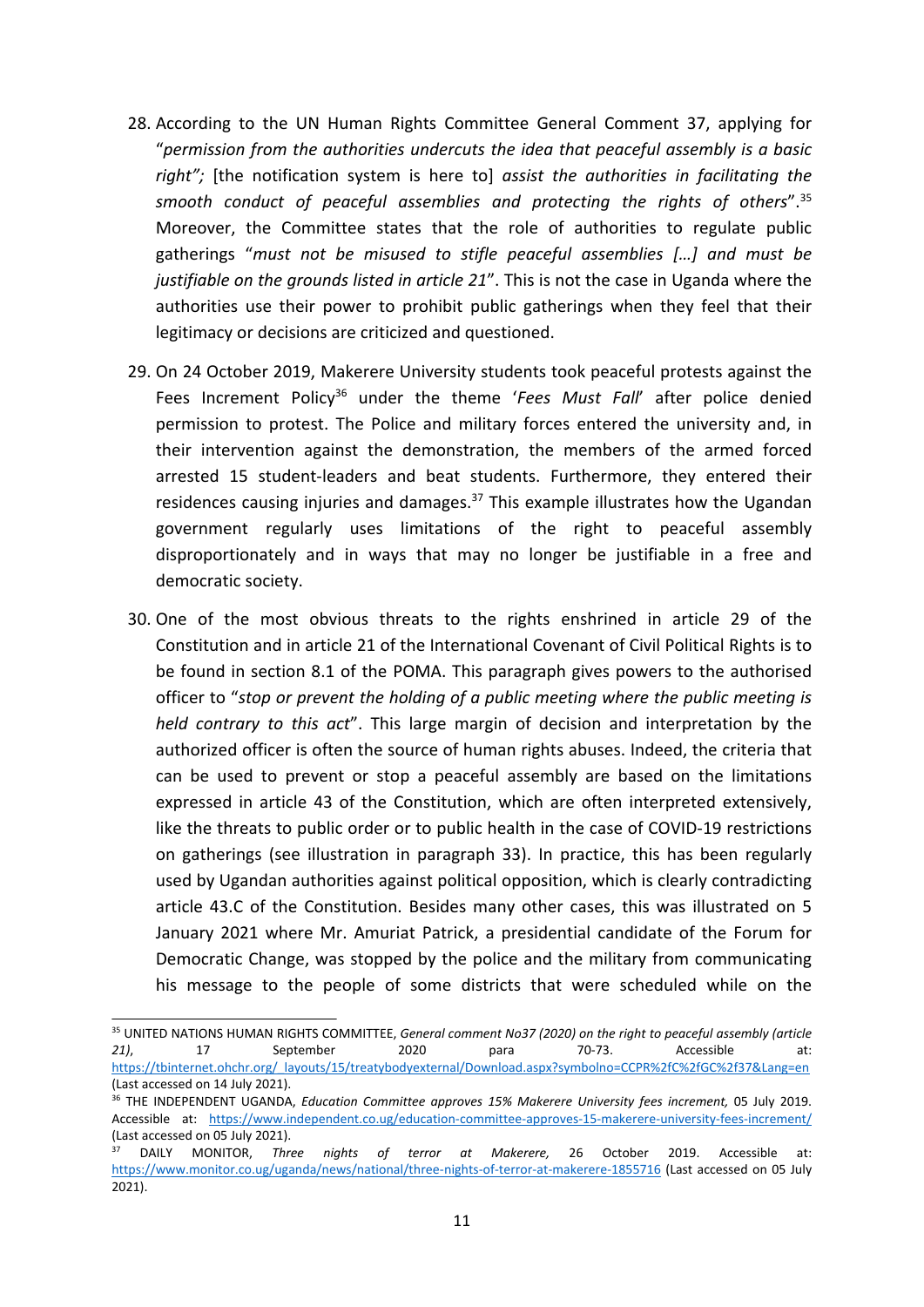28. According to the UN Human Rights Committee General Comment 37, applying for "*permission from the authorities undercuts the idea that peaceful assembly is a basic right";* [the notification system is here to] *assist the authorities in facilitating the smooth conduct of peaceful assemblies and protecting the rights of others*".[35] Moreover, the Committee states that the role of authorities to regulate public gatherings "*must not be misused to stifle peaceful assemblies […] and must be justifiable on the grounds listed in article 21*". This is not the case in Uganda where the authorities use their power to prohibit public gatherings when they feel that their legitimacy or decisions are criticized and questioned.

29. On 24 October 2019, Makerere University students took peaceful protests against the Fees Increment Policy[36] under the theme '*Fees Must Fall*' after police denied permission to protest. The Police and military forces entered the university and, in their intervention against the demonstration, the members of the armed forced arrested 15 student-leaders and beat students. Furthermore, they entered their residences causing injuries and damages.[37] This example illustrates how the Ugandan government regularly uses limitations of the right to peaceful assembly disproportionately and in ways that may no longer be justifiable in a free and democratic society.

30. One of the most obvious threats to the rights enshrined in article 29 of the Constitution and in article 21 of the International Covenant of Civil Political Rights is to be found in section 8.1 of the POMA. This paragraph gives powers to the authorised officer to "*stop or prevent the holding of a public meeting where the public meeting is held contrary to this act*". This large margin of decision and interpretation by the authorized officer is often the source of human rights abuses. Indeed, the criteria that can be used to prevent or stop a peaceful assembly are based on the limitations expressed in article 43 of the Constitution, which are often interpreted extensively, like the threats to public order or to public health in the case of COVID-19 restrictions on gatherings (see illustration in paragraph 33). In practice, this has been regularly used by Ugandan authorities against political opposition, which is clearly contradicting article 43.C of the Constitution. Besides many other cases, this was illustrated on 5 January 2021 where Mr. Amuriat Patrick, a presidential candidate of the Forum for Democratic Change, was stopped by the police and the military from communicating his message to the people of some districts that were scheduled while on the

---

[35] UNITED NATIONS HUMAN RIGHTS COMMITTEE, *General comment No37 (2020) on the right to peaceful assembly (article 21)*, 17 September 2020 para 70-73. Accessible at: https://tbinternet.ohchr.org/_layouts/15/treatybodyexternal/Download.aspx?symbolno=CCPR%2fC%2fGC%2f37&Lang=en (Last accessed on 14 July 2021).

[36] THE INDEPENDENT UGANDA, *Education Committee approves 15% Makerere University fees increment,* 05 July 2019. Accessible at: https://www.independent.co.ug/education-committee-approves-15-makerere-university-fees-increment/ (Last accessed on 05 July 2021).

[37] DAILY MONITOR, *Three nights of terror at Makerere,* 26 October 2019. Accessible at: https://www.monitor.co.ug/uganda/news/national/three-nights-of-terror-at-makerere-1855716 (Last accessed on 05 July 2021).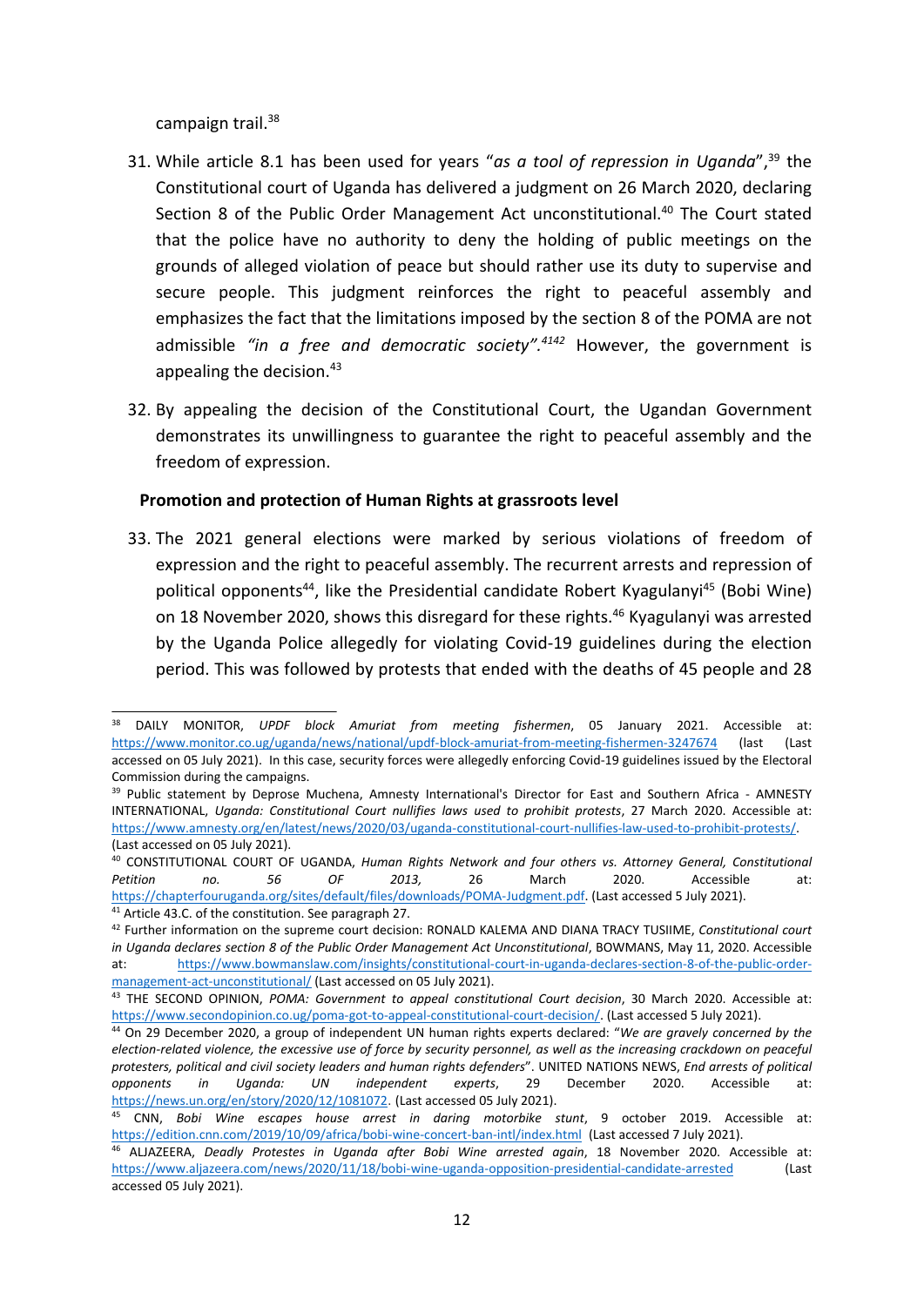campaign trail.[38]

31. While article 8.1 has been used for years "*as a tool of repression in Uganda*",[39] the Constitutional court of Uganda has delivered a judgment on 26 March 2020, declaring Section 8 of the Public Order Management Act unconstitutional.[40] The Court stated that the police have no authority to deny the holding of public meetings on the grounds of alleged violation of peace but should rather use its duty to supervise and secure people. This judgment reinforces the right to peaceful assembly and emphasizes the fact that the limitations imposed by the section 8 of the POMA are not admissible *"in a free and democratic society".*[41][42] However, the government is appealing the decision.[43]

32. By appealing the decision of the Constitutional Court, the Ugandan Government demonstrates its unwillingness to guarantee the right to peaceful assembly and the freedom of expression.

**Promotion and protection of Human Rights at grassroots level**

33. The 2021 general elections were marked by serious violations of freedom of expression and the right to peaceful assembly. The recurrent arrests and repression of political opponents[44], like the Presidential candidate Robert Kyagulanyi[45] (Bobi Wine) on 18 November 2020, shows this disregard for these rights.[46] Kyagulanyi was arrested by the Uganda Police allegedly for violating Covid-19 guidelines during the election period. This was followed by protests that ended with the deaths of 45 people and 28

---

[38] DAILY MONITOR, *UPDF block Amuriat from meeting fishermen*, 05 January 2021. Accessible at: https://www.monitor.co.ug/uganda/news/national/updf-block-amuriat-from-meeting-fishermen-3247674 (last (Last accessed on 05 July 2021). In this case, security forces were allegedly enforcing Covid-19 guidelines issued by the Electoral Commission during the campaigns.

[39] Public statement by Deprose Muchena, Amnesty International's Director for East and Southern Africa - AMNESTY INTERNATIONAL, *Uganda: Constitutional Court nullifies laws used to prohibit protests*, 27 March 2020. Accessible at: https://www.amnesty.org/en/latest/news/2020/03/uganda-constitutional-court-nullifies-law-used-to-prohibit-protests/. (Last accessed on 05 July 2021).

[40] CONSTITUTIONAL COURT OF UGANDA, *Human Rights Network and four others vs. Attorney General, Constitutional Petition no. 56 OF 2013,* 26 March 2020. Accessible at: https://chapterfouruganda.org/sites/default/files/downloads/POMA-Judgment.pdf. (Last accessed 5 July 2021).

[41] Article 43.C. of the constitution. See paragraph 27.

[42] Further information on the supreme court decision: RONALD KALEMA AND DIANA TRACY TUSIIME, *Constitutional court in Uganda declares section 8 of the Public Order Management Act Unconstitutional*, BOWMANS, May 11, 2020. Accessible at: https://www.bowmanslaw.com/insights/constitutional-court-in-uganda-declares-section-8-of-the-public-order-management-act-unconstitutional/ (Last accessed on 05 July 2021).

[43] THE SECOND OPINION, *POMA: Government to appeal constitutional Court decision*, 30 March 2020. Accessible at: https://www.secondopinion.co.ug/poma-got-to-appeal-constitutional-court-decision/. (Last accessed 5 July 2021).

[44] On 29 December 2020, a group of independent UN human rights experts declared: "*We are gravely concerned by the election-related violence, the excessive use of force by security personnel, as well as the increasing crackdown on peaceful protesters, political and civil society leaders and human rights defenders*". UNITED NATIONS NEWS, *End arrests of political opponents in Uganda: UN independent experts*, 29 December 2020. Accessible at: https://news.un.org/en/story/2020/12/1081072. (Last accessed 05 July 2021).

[45] CNN, *Bobi Wine escapes house arrest in daring motorbike stunt*, 9 october 2019. Accessible at: https://edition.cnn.com/2019/10/09/africa/bobi-wine-concert-ban-intl/index.html (Last accessed 7 July 2021).

[46] ALJAZEERA, *Deadly Protestes in Uganda after Bobi Wine arrested again*, 18 November 2020. Accessible at: https://www.aljazeera.com/news/2020/11/18/bobi-wine-uganda-opposition-presidential-candidate-arrested (Last accessed 05 July 2021).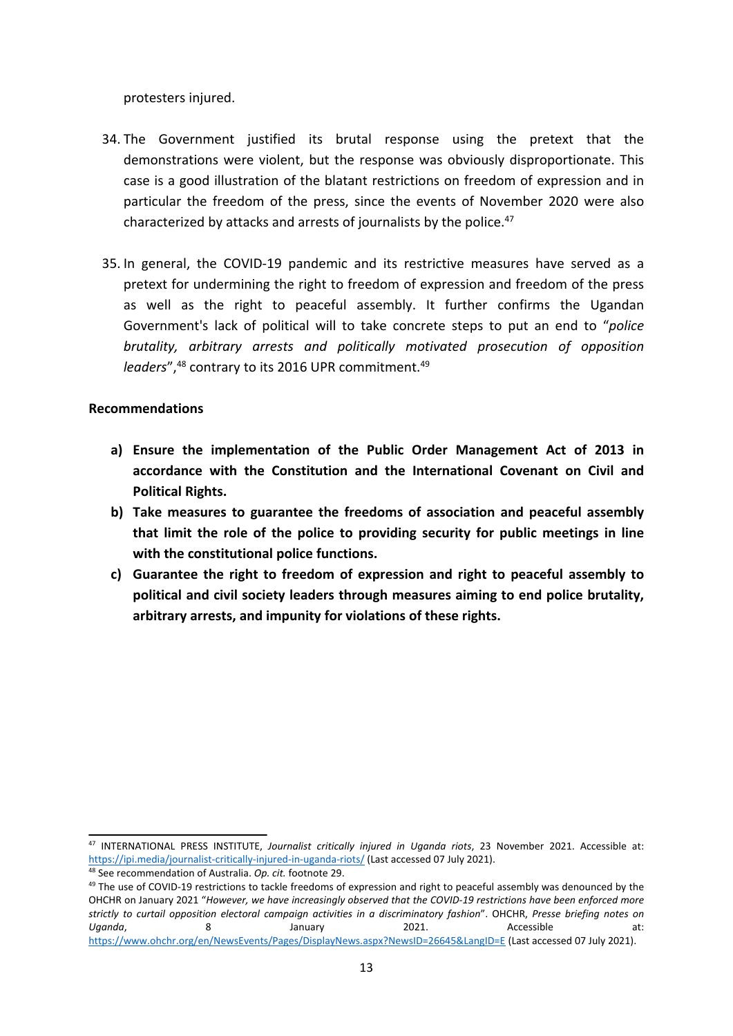protesters injured.

34. The Government justified its brutal response using the pretext that the demonstrations were violent, but the response was obviously disproportionate. This case is a good illustration of the blatant restrictions on freedom of expression and in particular the freedom of the press, since the events of November 2020 were also characterized by attacks and arrests of journalists by the police.[47]

35. In general, the COVID-19 pandemic and its restrictive measures have served as a pretext for undermining the right to freedom of expression and freedom of the press as well as the right to peaceful assembly. It further confirms the Ugandan Government's lack of political will to take concrete steps to put an end to "*police brutality, arbitrary arrests and politically motivated prosecution of opposition leaders*",[48] contrary to its 2016 UPR commitment.[49]

**Recommendations**

a) **Ensure the implementation of the Public Order Management Act of 2013 in accordance with the Constitution and the International Covenant on Civil and Political Rights.**
b) **Take measures to guarantee the freedoms of association and peaceful assembly that limit the role of the police to providing security for public meetings in line with the constitutional police functions.**
c) **Guarantee the right to freedom of expression and right to peaceful assembly to political and civil society leaders through measures aiming to end police brutality, arbitrary arrests, and impunity for violations of these rights.**

---

[47] INTERNATIONAL PRESS INSTITUTE, *Journalist critically injured in Uganda riots*, 23 November 2021. Accessible at: https://ipi.media/journalist-critically-injured-in-uganda-riots/ (Last accessed 07 July 2021).

[48] See recommendation of Australia. *Op. cit.* footnote 29.

[49] The use of COVID-19 restrictions to tackle freedoms of expression and right to peaceful assembly was denounced by the OHCHR on January 2021 "*However, we have increasingly observed that the COVID-19 restrictions have been enforced more strictly to curtail opposition electoral campaign activities in a discriminatory fashion*". OHCHR, *Presse briefing notes on Uganda*, 8 January 2021. Accessible at: https://www.ohchr.org/en/NewsEvents/Pages/DisplayNews.aspx?NewsID=26645&LangID=E (Last accessed 07 July 2021).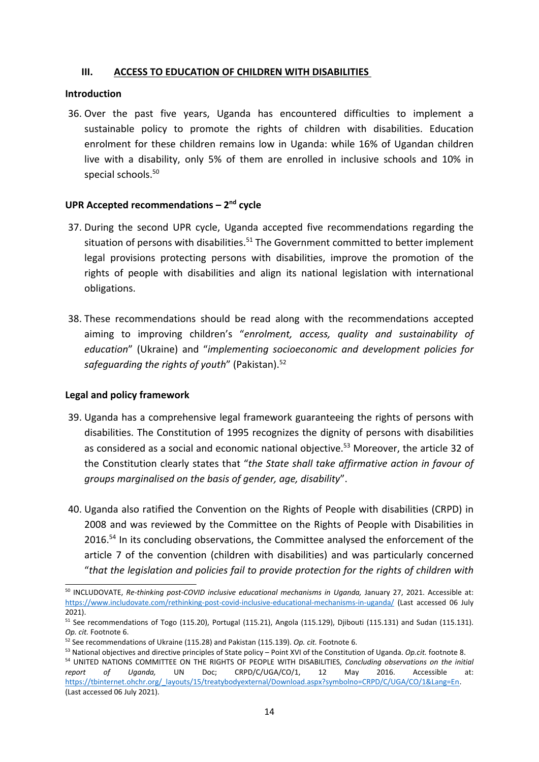## III. ACCESS TO EDUCATION OF CHILDREN WITH DISABILITIES

### Introduction

36. Over the past five years, Uganda has encountered difficulties to implement a sustainable policy to promote the rights of children with disabilities. Education enrolment for these children remains low in Uganda: while 16% of Ugandan children live with a disability, only 5% of them are enrolled in inclusive schools and 10% in special schools.[50]

### UPR Accepted recommendations – 2nd cycle

37. During the second UPR cycle, Uganda accepted five recommendations regarding the situation of persons with disabilities.[51] The Government committed to better implement legal provisions protecting persons with disabilities, improve the promotion of the rights of people with disabilities and align its national legislation with international obligations.

38. These recommendations should be read along with the recommendations accepted aiming to improving children's "*enrolment, access, quality and sustainability of education*" (Ukraine) and "*implementing socioeconomic and development policies for safeguarding the rights of youth*" (Pakistan).[52]

### Legal and policy framework

39. Uganda has a comprehensive legal framework guaranteeing the rights of persons with disabilities. The Constitution of 1995 recognizes the dignity of persons with disabilities as considered as a social and economic national objective.[53] Moreover, the article 32 of the Constitution clearly states that "*the State shall take affirmative action in favour of groups marginalised on the basis of gender, age, disability*".

40. Uganda also ratified the Convention on the Rights of People with disabilities (CRPD) in 2008 and was reviewed by the Committee on the Rights of People with Disabilities in 2016.[54] In its concluding observations, the Committee analysed the enforcement of the article 7 of the convention (children with disabilities) and was particularly concerned "*that the legislation and policies fail to provide protection for the rights of children with*

---

[50] INCLUDOVATE, *Re-thinking post-COVID inclusive educational mechanisms in Uganda,* January 27, 2021. Accessible at: https://www.includovate.com/rethinking-post-covid-inclusive-educational-mechanisms-in-uganda/ (Last accessed 06 July 2021).

[51] See recommendations of Togo (115.20), Portugal (115.21), Angola (115.129), Djibouti (115.131) and Sudan (115.131). *Op. cit.* Footnote 6.

[52] See recommendations of Ukraine (115.28) and Pakistan (115.139). *Op. cit.* Footnote 6.

[53] National objectives and directive principles of State policy – Point XVI of the Constitution of Uganda. *Op.cit.* footnote 8.

[54] UNITED NATIONS COMMITTEE ON THE RIGHTS OF PEOPLE WITH DISABILITIES, *Concluding observations on the initial report of Uganda,* UN Doc; CRPD/C/UGA/CO/1, 12 May 2016. Accessible at: https://tbinternet.ohchr.org/_layouts/15/treatybodyexternal/Download.aspx?symbolno=CRPD/C/UGA/CO/1&Lang=En. (Last accessed 06 July 2021).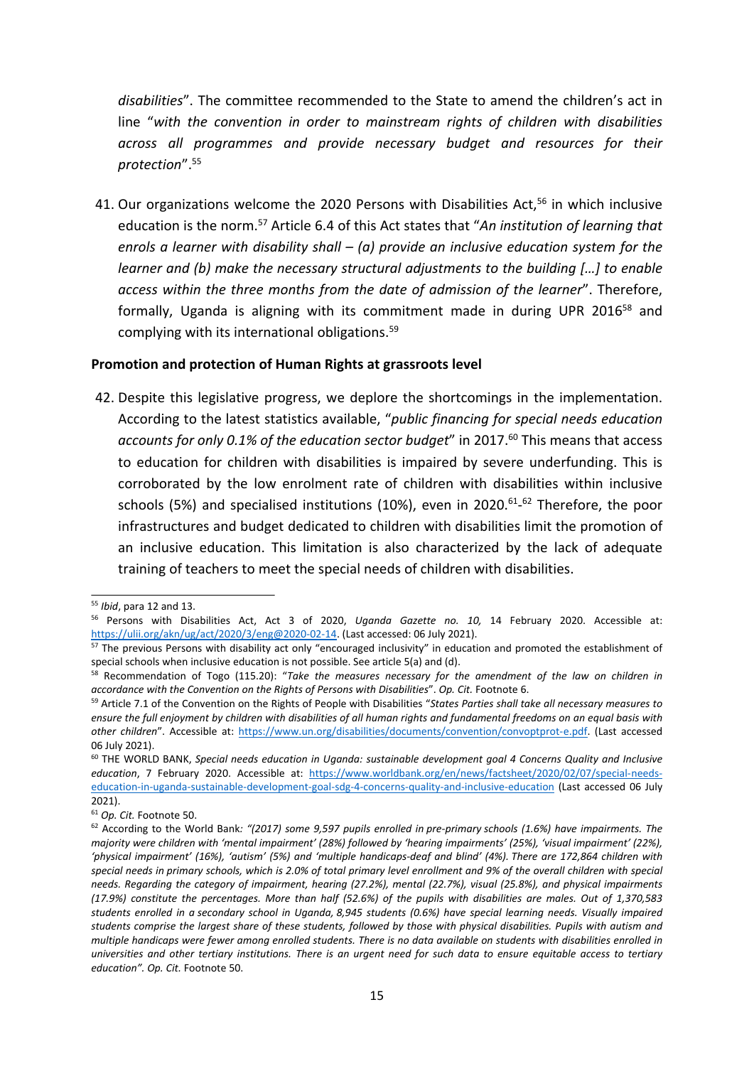*disabilities*". The committee recommended to the State to amend the children's act in line "*with the convention in order to mainstream rights of children with disabilities across all programmes and provide necessary budget and resources for their protection*".[55]

41. Our organizations welcome the 2020 Persons with Disabilities Act,[56] in which inclusive education is the norm.[57] Article 6.4 of this Act states that "*An institution of learning that enrols a learner with disability shall – (a) provide an inclusive education system for the learner and (b) make the necessary structural adjustments to the building […] to enable access within the three months from the date of admission of the learner*". Therefore, formally, Uganda is aligning with its commitment made in during UPR 2016[58] and complying with its international obligations.[59]

**Promotion and protection of Human Rights at grassroots level**

42. Despite this legislative progress, we deplore the shortcomings in the implementation. According to the latest statistics available, "*public financing for special needs education accounts for only 0.1% of the education sector budget*" in 2017.[60] This means that access to education for children with disabilities is impaired by severe underfunding. This is corroborated by the low enrolment rate of children with disabilities within inclusive schools (5%) and specialised institutions (10%), even in 2020.[61]-[62] Therefore, the poor infrastructures and budget dedicated to children with disabilities limit the promotion of an inclusive education. This limitation is also characterized by the lack of adequate training of teachers to meet the special needs of children with disabilities.

---

[55] *Ibid*, para 12 and 13.

[56] Persons with Disabilities Act, Act 3 of 2020, *Uganda Gazette no. 10,* 14 February 2020. Accessible at: https://ulii.org/akn/ug/act/2020/3/eng@2020-02-14. (Last accessed: 06 July 2021).

[57] The previous Persons with disability act only "encouraged inclusivity" in education and promoted the establishment of special schools when inclusive education is not possible. See article 5(a) and (d).

[58] Recommendation of Togo (115.20): "*Take the measures necessary for the amendment of the law on children in accordance with the Convention on the Rights of Persons with Disabilities*". *Op. Cit.* Footnote 6.

[59] Article 7.1 of the Convention on the Rights of People with Disabilities "*States Parties shall take all necessary measures to ensure the full enjoyment by children with disabilities of all human rights and fundamental freedoms on an equal basis with other children*". Accessible at: https://www.un.org/disabilities/documents/convention/convoptprot-e.pdf. (Last accessed 06 July 2021).

[60] THE WORLD BANK, *Special needs education in Uganda: sustainable development goal 4 Concerns Quality and Inclusive education*, 7 February 2020. Accessible at: https://www.worldbank.org/en/news/factsheet/2020/02/07/special-needs-education-in-uganda-sustainable-development-goal-sdg-4-concerns-quality-and-inclusive-education (Last accessed 06 July 2021).

[61] *Op. Cit.* Footnote 50.

[62] According to the World Bank*: "(2017) some 9,597 pupils enrolled in pre-primary schools (1.6%) have impairments. The majority were children with 'mental impairment' (28%) followed by 'hearing impairments' (25%), 'visual impairment' (22%), 'physical impairment' (16%), 'autism' (5%) and 'multiple handicaps-deaf and blind' (4%). There are 172,864 children with special needs in primary schools, which is 2.0% of total primary level enrollment and 9% of the overall children with special needs. Regarding the category of impairment, hearing (27.2%), mental (22.7%), visual (25.8%), and physical impairments (17.9%) constitute the percentages. More than half (52.6%) of the pupils with disabilities are males. Out of 1,370,583 students enrolled in a secondary school in Uganda, 8,945 students (0.6%) have special learning needs. Visually impaired students comprise the largest share of these students, followed by those with physical disabilities. Pupils with autism and multiple handicaps were fewer among enrolled students. There is no data available on students with disabilities enrolled in universities and other tertiary institutions. There is an urgent need for such data to ensure equitable access to tertiary education". Op. Cit.* Footnote 50.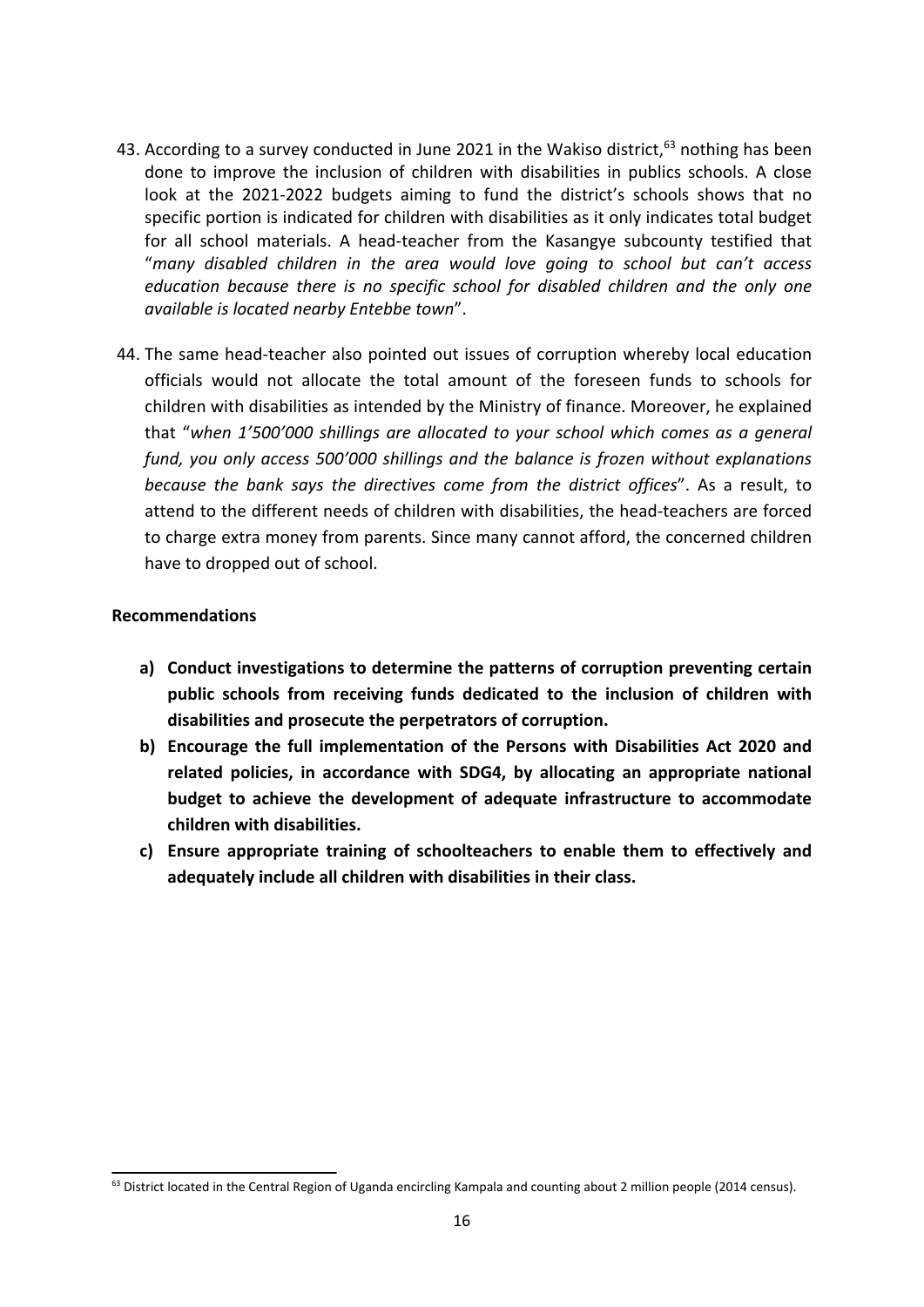43. According to a survey conducted in June 2021 in the Wakiso district,[63] nothing has been done to improve the inclusion of children with disabilities in publics schools. A close look at the 2021-2022 budgets aiming to fund the district's schools shows that no specific portion is indicated for children with disabilities as it only indicates total budget for all school materials. A head-teacher from the Kasangye subcounty testified that "*many disabled children in the area would love going to school but can't access education because there is no specific school for disabled children and the only one available is located nearby Entebbe town*".

44. The same head-teacher also pointed out issues of corruption whereby local education officials would not allocate the total amount of the foreseen funds to schools for children with disabilities as intended by the Ministry of finance. Moreover, he explained that "*when 1'500'000 shillings are allocated to your school which comes as a general fund, you only access 500'000 shillings and the balance is frozen without explanations because the bank says the directives come from the district offices*". As a result, to attend to the different needs of children with disabilities, the head-teachers are forced to charge extra money from parents. Since many cannot afford, the concerned children have to dropped out of school.

**Recommendations**

**a) Conduct investigations to determine the patterns of corruption preventing certain public schools from receiving funds dedicated to the inclusion of children with disabilities and prosecute the perpetrators of corruption.**

**b) Encourage the full implementation of the Persons with Disabilities Act 2020 and related policies, in accordance with SDG4, by allocating an appropriate national budget to achieve the development of adequate infrastructure to accommodate children with disabilities.**

**c) Ensure appropriate training of schoolteachers to enable them to effectively and adequately include all children with disabilities in their class.**

---

[63] District located in the Central Region of Uganda encircling Kampala and counting about 2 million people (2014 census).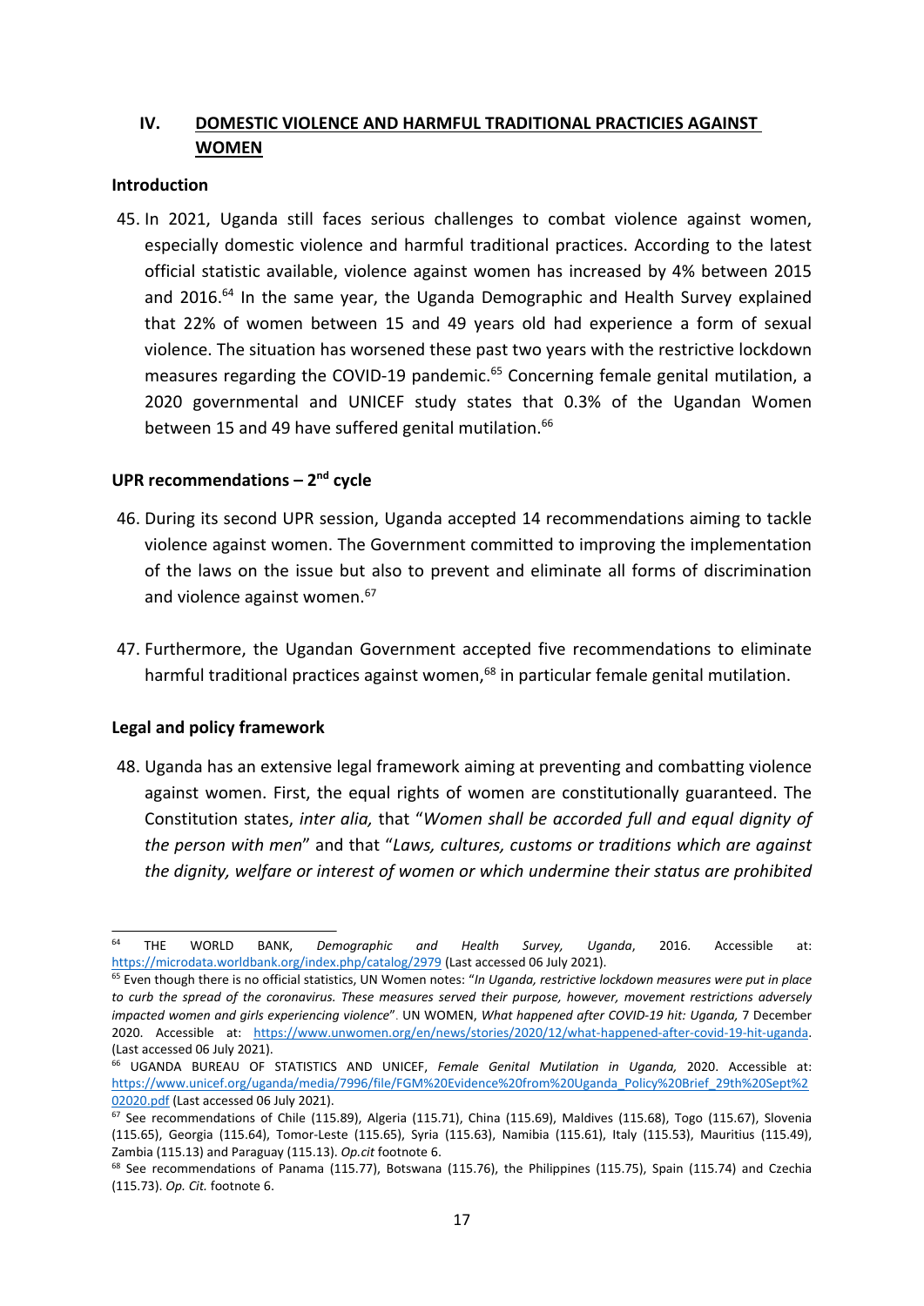## IV. DOMESTIC VIOLENCE AND HARMFUL TRADITIONAL PRACTICIES AGAINST WOMEN

### Introduction

45. In 2021, Uganda still faces serious challenges to combat violence against women, especially domestic violence and harmful traditional practices. According to the latest official statistic available, violence against women has increased by 4% between 2015 and 2016.[64] In the same year, the Uganda Demographic and Health Survey explained that 22% of women between 15 and 49 years old had experience a form of sexual violence. The situation has worsened these past two years with the restrictive lockdown measures regarding the COVID-19 pandemic.[65] Concerning female genital mutilation, a 2020 governmental and UNICEF study states that 0.3% of the Ugandan Women between 15 and 49 have suffered genital mutilation.[66]

### UPR recommendations – 2nd cycle

46. During its second UPR session, Uganda accepted 14 recommendations aiming to tackle violence against women. The Government committed to improving the implementation of the laws on the issue but also to prevent and eliminate all forms of discrimination and violence against women.[67]

47. Furthermore, the Ugandan Government accepted five recommendations to eliminate harmful traditional practices against women,[68] in particular female genital mutilation.

### Legal and policy framework

48. Uganda has an extensive legal framework aiming at preventing and combatting violence against women. First, the equal rights of women are constitutionally guaranteed. The Constitution states, *inter alia,* that "*Women shall be accorded full and equal dignity of the person with men*" and that "*Laws, cultures, customs or traditions which are against the dignity, welfare or interest of women or which undermine their status are prohibited*

---

[64] THE WORLD BANK, *Demographic and Health Survey, Uganda*, 2016. Accessible at: https://microdata.worldbank.org/index.php/catalog/2979 (Last accessed 06 July 2021).

[65] Even though there is no official statistics, UN Women notes: "*In Uganda, restrictive lockdown measures were put in place to curb the spread of the coronavirus. These measures served their purpose, however, movement restrictions adversely impacted women and girls experiencing violence*". UN WOMEN, *What happened after COVID-19 hit: Uganda,* 7 December 2020. Accessible at: https://www.unwomen.org/en/news/stories/2020/12/what-happened-after-covid-19-hit-uganda. (Last accessed 06 July 2021).

[66] UGANDA BUREAU OF STATISTICS AND UNICEF, *Female Genital Mutilation in Uganda,* 2020. Accessible at: https://www.unicef.org/uganda/media/7996/file/FGM%20Evidence%20from%20Uganda_Policy%20Brief_29th%20Sept%202020.pdf (Last accessed 06 July 2021).

[67] See recommendations of Chile (115.89), Algeria (115.71), China (115.69), Maldives (115.68), Togo (115.67), Slovenia (115.65), Georgia (115.64), Tomor-Leste (115.65), Syria (115.63), Namibia (115.61), Italy (115.53), Mauritius (115.49), Zambia (115.13) and Paraguay (115.13). *Op.cit* footnote 6.

[68] See recommendations of Panama (115.77), Botswana (115.76), the Philippines (115.75), Spain (115.74) and Czechia (115.73). *Op. Cit.* footnote 6.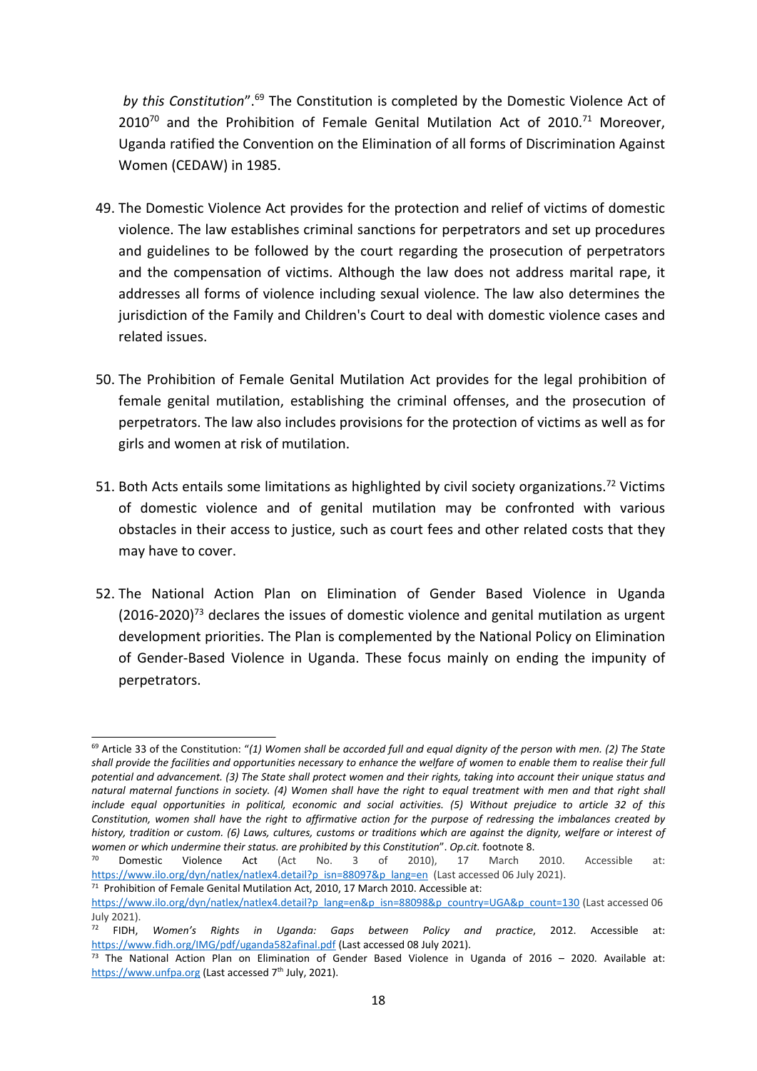*by this Constitution*".[69] The Constitution is completed by the Domestic Violence Act of 2010[70] and the Prohibition of Female Genital Mutilation Act of 2010.[71] Moreover, Uganda ratified the Convention on the Elimination of all forms of Discrimination Against Women (CEDAW) in 1985.

49. The Domestic Violence Act provides for the protection and relief of victims of domestic violence. The law establishes criminal sanctions for perpetrators and set up procedures and guidelines to be followed by the court regarding the prosecution of perpetrators and the compensation of victims. Although the law does not address marital rape, it addresses all forms of violence including sexual violence. The law also determines the jurisdiction of the Family and Children's Court to deal with domestic violence cases and related issues.

50. The Prohibition of Female Genital Mutilation Act provides for the legal prohibition of female genital mutilation, establishing the criminal offenses, and the prosecution of perpetrators. The law also includes provisions for the protection of victims as well as for girls and women at risk of mutilation.

51. Both Acts entails some limitations as highlighted by civil society organizations.[72] Victims of domestic violence and of genital mutilation may be confronted with various obstacles in their access to justice, such as court fees and other related costs that they may have to cover.

52. The National Action Plan on Elimination of Gender Based Violence in Uganda (2016-2020)[73] declares the issues of domestic violence and genital mutilation as urgent development priorities. The Plan is complemented by the National Policy on Elimination of Gender-Based Violence in Uganda. These focus mainly on ending the impunity of perpetrators.

---

[69] Article 33 of the Constitution: "*(1) Women shall be accorded full and equal dignity of the person with men. (2) The State shall provide the facilities and opportunities necessary to enhance the welfare of women to enable them to realise their full potential and advancement. (3) The State shall protect women and their rights, taking into account their unique status and natural maternal functions in society. (4) Women shall have the right to equal treatment with men and that right shall include equal opportunities in political, economic and social activities. (5) Without prejudice to article 32 of this Constitution, women shall have the right to affirmative action for the purpose of redressing the imbalances created by history, tradition or custom. (6) Laws, cultures, customs or traditions which are against the dignity, welfare or interest of women or which undermine their status. are prohibited by this Constitution*". *Op.cit.* footnote 8.

[70] Domestic Violence Act (Act No. 3 of 2010), 17 March 2010. Accessible at: https://www.ilo.org/dyn/natlex/natlex4.detail?p_isn=88097&p_lang=en (Last accessed 06 July 2021).

[71] Prohibition of Female Genital Mutilation Act, 2010, 17 March 2010. Accessible at: https://www.ilo.org/dyn/natlex/natlex4.detail?p_lang=en&p_isn=88098&p_country=UGA&p_count=130 (Last accessed 06 July 2021).

[72] FIDH, *Women's Rights in Uganda: Gaps between Policy and practice*, 2012. Accessible at: https://www.fidh.org/IMG/pdf/uganda582afinal.pdf (Last accessed 08 July 2021).

[73] The National Action Plan on Elimination of Gender Based Violence in Uganda of 2016 – 2020. Available at: https://www.unfpa.org (Last accessed 7th July, 2021).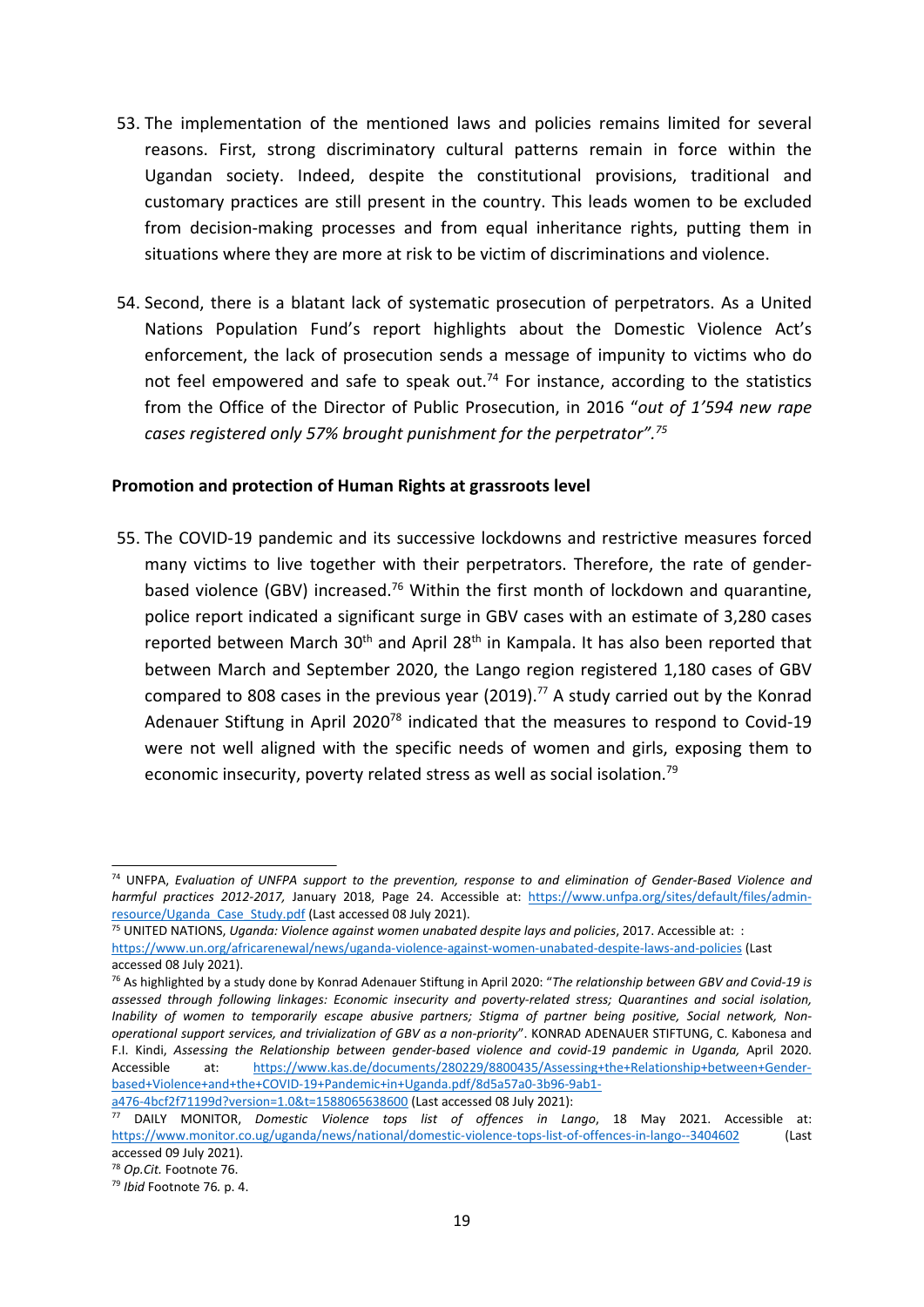53. The implementation of the mentioned laws and policies remains limited for several reasons. First, strong discriminatory cultural patterns remain in force within the Ugandan society. Indeed, despite the constitutional provisions, traditional and customary practices are still present in the country. This leads women to be excluded from decision-making processes and from equal inheritance rights, putting them in situations where they are more at risk to be victim of discriminations and violence.

54. Second, there is a blatant lack of systematic prosecution of perpetrators. As a United Nations Population Fund's report highlights about the Domestic Violence Act's enforcement, the lack of prosecution sends a message of impunity to victims who do not feel empowered and safe to speak out.[74] For instance, according to the statistics from the Office of the Director of Public Prosecution, in 2016 "*out of 1'594 new rape cases registered only 57% brought punishment for the perpetrator".[75]*

**Promotion and protection of Human Rights at grassroots level**

55. The COVID-19 pandemic and its successive lockdowns and restrictive measures forced many victims to live together with their perpetrators. Therefore, the rate of gender-based violence (GBV) increased.[76] Within the first month of lockdown and quarantine, police report indicated a significant surge in GBV cases with an estimate of 3,280 cases reported between March 30th and April 28th in Kampala. It has also been reported that between March and September 2020, the Lango region registered 1,180 cases of GBV compared to 808 cases in the previous year (2019).[77] A study carried out by the Konrad Adenauer Stiftung in April 2020[78] indicated that the measures to respond to Covid-19 were not well aligned with the specific needs of women and girls, exposing them to economic insecurity, poverty related stress as well as social isolation.[79]

---

[74] UNFPA, *Evaluation of UNFPA support to the prevention, response to and elimination of Gender-Based Violence and harmful practices 2012-2017,* January 2018, Page 24. Accessible at: https://www.unfpa.org/sites/default/files/admin-resource/Uganda_Case_Study.pdf (Last accessed 08 July 2021).

[75] UNITED NATIONS, *Uganda: Violence against women unabated despite lays and policies*, 2017. Accessible at: : https://www.un.org/africarenewal/news/uganda-violence-against-women-unabated-despite-laws-and-policies (Last accessed 08 July 2021).

[76] As highlighted by a study done by Konrad Adenauer Stiftung in April 2020: "*The relationship between GBV and Covid-19 is assessed through following linkages: Economic insecurity and poverty-related stress; Quarantines and social isolation, Inability of women to temporarily escape abusive partners; Stigma of partner being positive, Social network, Non-operational support services, and trivialization of GBV as a non-priority*". KONRAD ADENAUER STIFTUNG, C. Kabonesa and F.I. Kindi, *Assessing the Relationship between gender-based violence and covid-19 pandemic in Uganda,* April 2020. Accessible at: https://www.kas.de/documents/280229/8800435/Assessing+the+Relationship+between+Gender-based+Violence+and+the+COVID-19+Pandemic+in+Uganda.pdf/8d5a57a0-3b96-9ab1-a476-4bcf2f71199d?version=1.0&t=1588065638600 (Last accessed 08 July 2021):

[77] DAILY MONITOR, *Domestic Violence tops list of offences in Lango*, 18 May 2021. Accessible at: https://www.monitor.co.ug/uganda/news/national/domestic-violence-tops-list-of-offences-in-lango--3404602 (Last accessed 09 July 2021).

[78] *Op.Cit.* Footnote 76.

[79] *Ibid* Footnote 76. p. 4.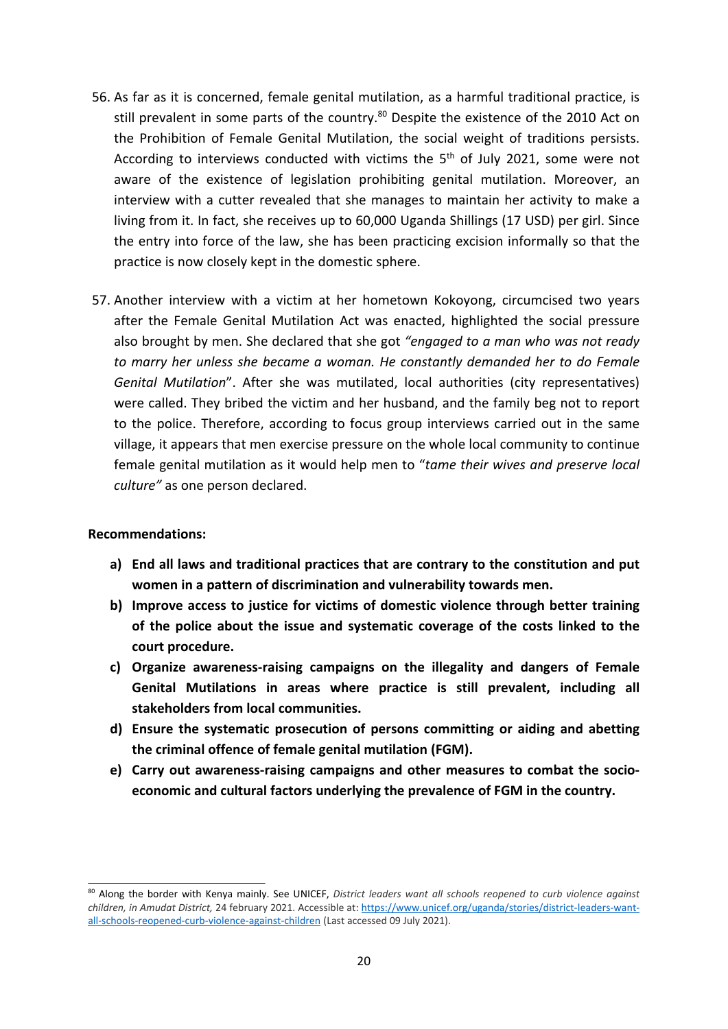56. As far as it is concerned, female genital mutilation, as a harmful traditional practice, is still prevalent in some parts of the country.[80] Despite the existence of the 2010 Act on the Prohibition of Female Genital Mutilation, the social weight of traditions persists. According to interviews conducted with victims the 5th of July 2021, some were not aware of the existence of legislation prohibiting genital mutilation. Moreover, an interview with a cutter revealed that she manages to maintain her activity to make a living from it. In fact, she receives up to 60,000 Uganda Shillings (17 USD) per girl. Since the entry into force of the law, she has been practicing excision informally so that the practice is now closely kept in the domestic sphere.

57. Another interview with a victim at her hometown Kokoyong, circumcised two years after the Female Genital Mutilation Act was enacted, highlighted the social pressure also brought by men. She declared that she got *"engaged to a man who was not ready to marry her unless she became a woman. He constantly demanded her to do Female Genital Mutilation*". After she was mutilated, local authorities (city representatives) were called. They bribed the victim and her husband, and the family beg not to report to the police. Therefore, according to focus group interviews carried out in the same village, it appears that men exercise pressure on the whole local community to continue female genital mutilation as it would help men to "*tame their wives and preserve local culture"* as one person declared.

**Recommendations:**

a) **End all laws and traditional practices that are contrary to the constitution and put women in a pattern of discrimination and vulnerability towards men.**
b) **Improve access to justice for victims of domestic violence through better training of the police about the issue and systematic coverage of the costs linked to the court procedure.**
c) **Organize awareness-raising campaigns on the illegality and dangers of Female Genital Mutilations in areas where practice is still prevalent, including all stakeholders from local communities.**
d) **Ensure the systematic prosecution of persons committing or aiding and abetting the criminal offence of female genital mutilation (FGM).**
e) **Carry out awareness-raising campaigns and other measures to combat the socio-economic and cultural factors underlying the prevalence of FGM in the country.**

---

[80] Along the border with Kenya mainly. See UNICEF, *District leaders want all schools reopened to curb violence against children, in Amudat District,* 24 february 2021. Accessible at: https://www.unicef.org/uganda/stories/district-leaders-want-all-schools-reopened-curb-violence-against-children (Last accessed 09 July 2021).